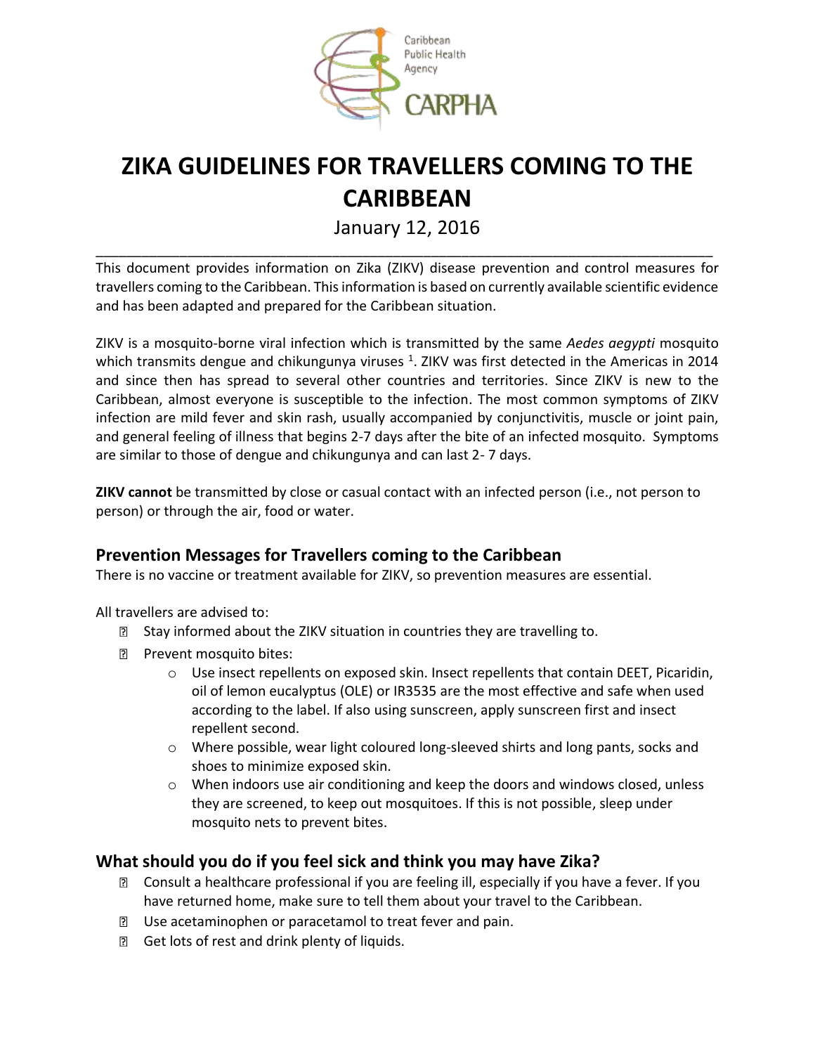Caribbean Public Health Agency
CARPHA

# ZIKA GUIDELINES FOR TRAVELLERS COMING TO THE CARIBBEAN

January 12, 2016

---

This document provides information on Zika (ZIKV) disease prevention and control measures for travellers coming to the Caribbean. This information is based on currently available scientific evidence and has been adapted and prepared for the Caribbean situation.

ZIKV is a mosquito-borne viral infection which is transmitted by the same *Aedes aegypti* mosquito which transmits dengue and chikungunya viruses [1]. ZIKV was first detected in the Americas in 2014 and since then has spread to several other countries and territories. Since ZIKV is new to the Caribbean, almost everyone is susceptible to the infection. The most common symptoms of ZIKV infection are mild fever and skin rash, usually accompanied by conjunctivitis, muscle or joint pain, and general feeling of illness that begins 2-7 days after the bite of an infected mosquito. Symptoms are similar to those of dengue and chikungunya and can last 2- 7 days.

**ZIKV cannot** be transmitted by close or casual contact with an infected person (i.e., not person to person) or through the air, food or water.

## Prevention Messages for Travellers coming to the Caribbean

There is no vaccine or treatment available for ZIKV, so prevention measures are essential.

All travellers are advised to:

- Stay informed about the ZIKV situation in countries they are travelling to.
- Prevent mosquito bites:
  - Use insect repellents on exposed skin. Insect repellents that contain DEET, Picaridin, oil of lemon eucalyptus (OLE) or IR3535 are the most effective and safe when used according to the label. If also using sunscreen, apply sunscreen first and insect repellent second.
  - Where possible, wear light coloured long-sleeved shirts and long pants, socks and shoes to minimize exposed skin.
  - When indoors use air conditioning and keep the doors and windows closed, unless they are screened, to keep out mosquitoes. If this is not possible, sleep under mosquito nets to prevent bites.

## What should you do if you feel sick and think you may have Zika?

- Consult a healthcare professional if you are feeling ill, especially if you have a fever. If you have returned home, make sure to tell them about your travel to the Caribbean.
- Use acetaminophen or paracetamol to treat fever and pain.
- Get lots of rest and drink plenty of liquids.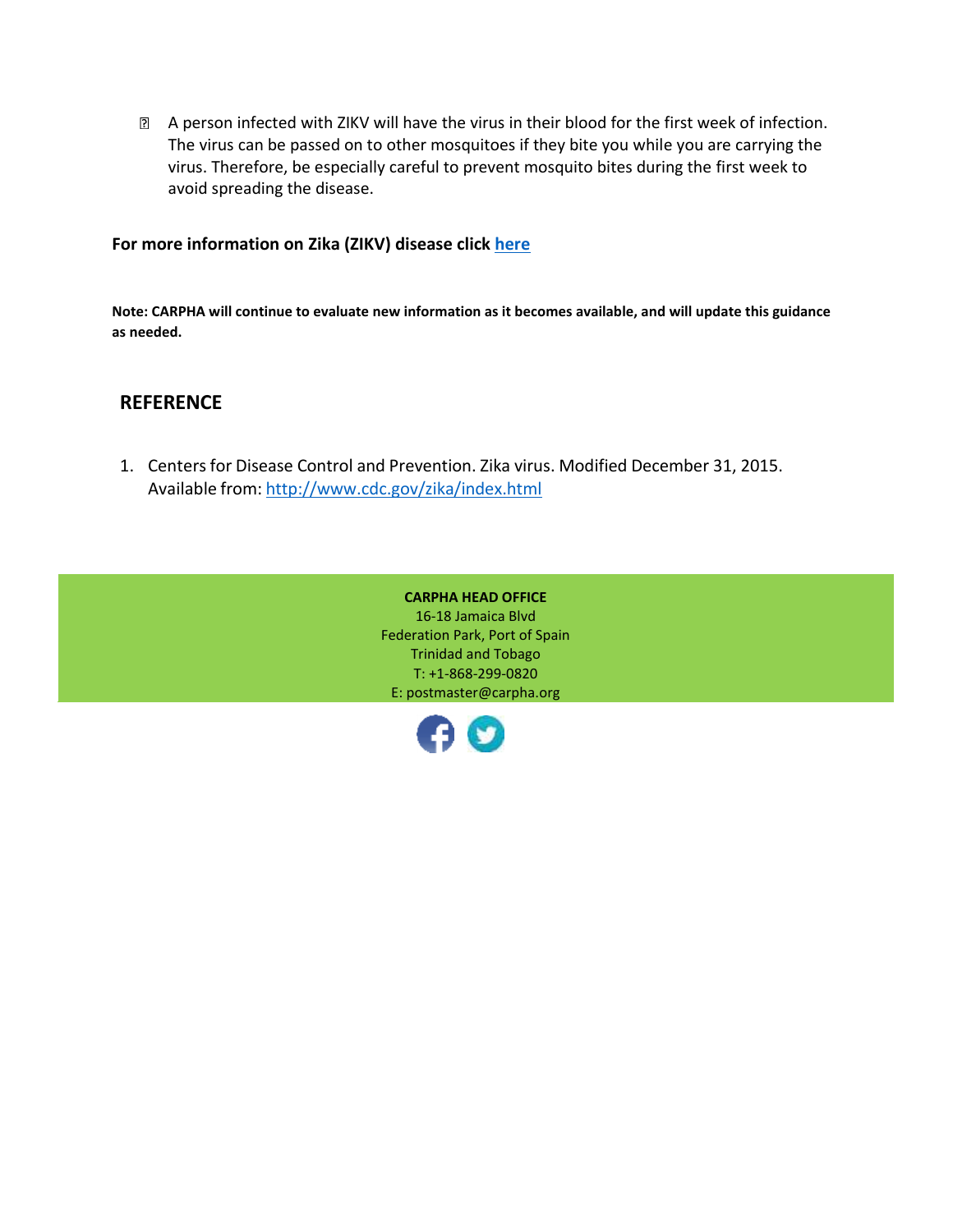- A person infected with ZIKV will have the virus in their blood for the first week of infection. The virus can be passed on to other mosquitoes if they bite you while you are carrying the virus. Therefore, be especially careful to prevent mosquito bites during the first week to avoid spreading the disease.

**For more information on Zika (ZIKV) disease click here**

**Note: CARPHA will continue to evaluate new information as it becomes available, and will update this guidance as needed.**

## REFERENCE

1. Centers for Disease Control and Prevention. Zika virus. Modified December 31, 2015. Available from: http://www.cdc.gov/zika/index.html

**CARPHA HEAD OFFICE**
16-18 Jamaica Blvd
Federation Park, Port of Spain
Trinidad and Tobago
T: +1-868-299-0820
E: postmaster@carpha.org